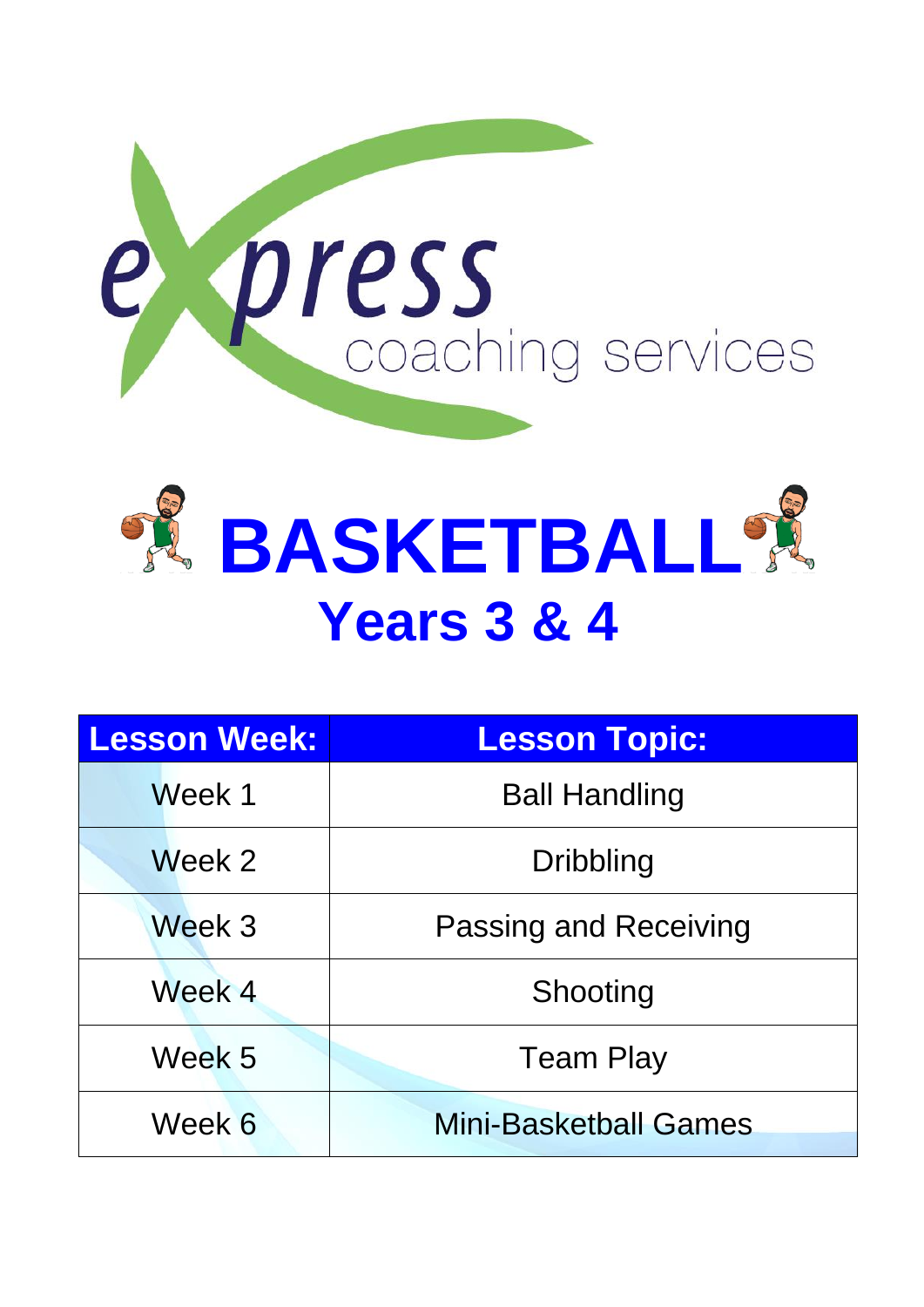express coaching services

# BASKETBALL

## Years 3 & 4

| Lesson Week: | Lesson Topic: |
|---|---|
| Week 1 | Ball Handling |
| Week 2 | Dribbling |
| Week 3 | Passing and Receiving |
| Week 4 | Shooting |
| Week 5 | Team Play |
| Week 6 | Mini-Basketball Games |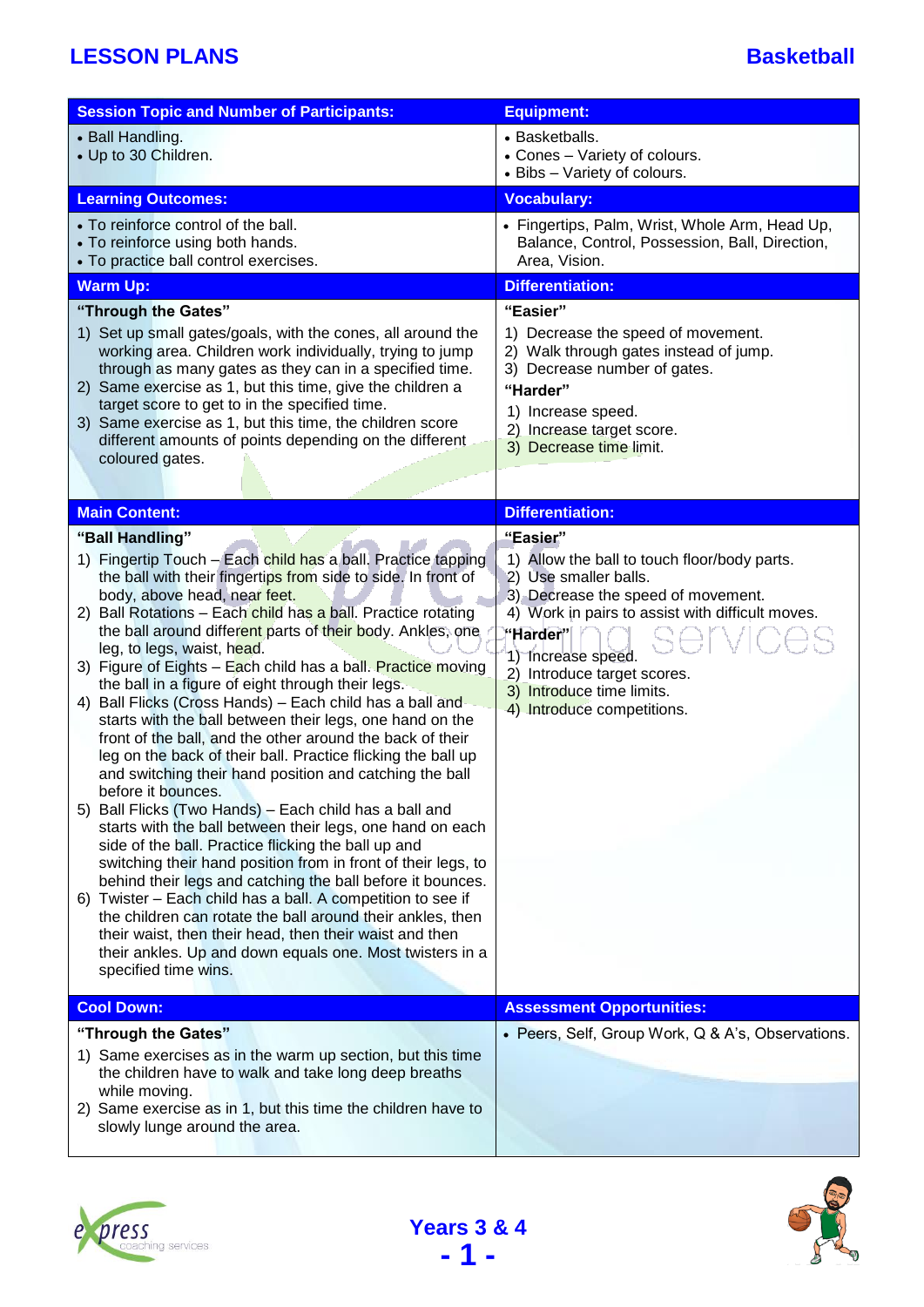# LESSON PLANS — Basketball

| Session Topic and Number of Participants: | Equipment: |
|---|---|
| • Ball Handling.<br>• Up to 30 Children. | • Basketballs.<br>• Cones – Variety of colours.<br>• Bibs – Variety of colours. |

| Learning Outcomes: | Vocabulary: |
|---|---|
| • To reinforce control of the ball.<br>• To reinforce using both hands.<br>• To practice ball control exercises. | • Fingertips, Palm, Wrist, Whole Arm, Head Up, Balance, Control, Possession, Ball, Direction, Area, Vision. |

| Warm Up: | Differentiation: |
|---|---|
| **"Through the Gates"**<br>1) Set up small gates/goals, with the cones, all around the working area. Children work individually, trying to jump through as many gates as they can in a specified time.<br>2) Same exercise as 1, but this time, give the children a target score to get to in the specified time.<br>3) Same exercise as 1, but this time, the children score different amounts of points depending on the different coloured gates. | **"Easier"**<br>1) Decrease the speed of movement.<br>2) Walk through gates instead of jump.<br>3) Decrease number of gates.<br>**"Harder"**<br>1) Increase speed.<br>2) Increase target score.<br>3) Decrease time limit. |

| Main Content: | Differentiation: |
|---|---|
| **"Ball Handling"**<br>1) Fingertip Touch – Each child has a ball. Practice tapping the ball with their fingertips from side to side. In front of body, above head, near feet.<br>2) Ball Rotations – Each child has a ball. Practice rotating the ball around different parts of their body. Ankles, one leg, to legs, waist, head.<br>3) Figure of Eights – Each child has a ball. Practice moving the ball in a figure of eight through their legs.<br>4) Ball Flicks (Cross Hands) – Each child has a ball and starts with the ball between their legs, one hand on the front of the ball, and the other around the back of their leg on the back of their ball. Practice flicking the ball up and switching their hand position and catching the ball before it bounces.<br>5) Ball Flicks (Two Hands) – Each child has a ball and starts with the ball between their legs, one hand on each side of the ball. Practice flicking the ball up and switching their hand position from in front of their legs, to behind their legs and catching the ball before it bounces.<br>6) Twister – Each child has a ball. A competition to see if the children can rotate the ball around their ankles, then their waist, then their head, then their waist and then their ankles. Up and down equals one. Most twisters in a specified time wins. | **"Easier"**<br>1) Allow the ball to touch floor/body parts.<br>2) Use smaller balls.<br>3) Decrease the speed of movement.<br>4) Work in pairs to assist with difficult moves.<br>**"Harder"**<br>1) Increase speed.<br>2) Introduce target scores.<br>3) Introduce time limits.<br>4) Introduce competitions. |

| Cool Down: | Assessment Opportunities: |
|---|---|
| **"Through the Gates"**<br>1) Same exercises as in the warm up section, but this time the children have to walk and take long deep breaths while moving.<br>2) Same exercise as in 1, but this time the children have to slowly lunge around the area. | • Peers, Self, Group Work, Q & A's, Observations. |

Years 3 & 4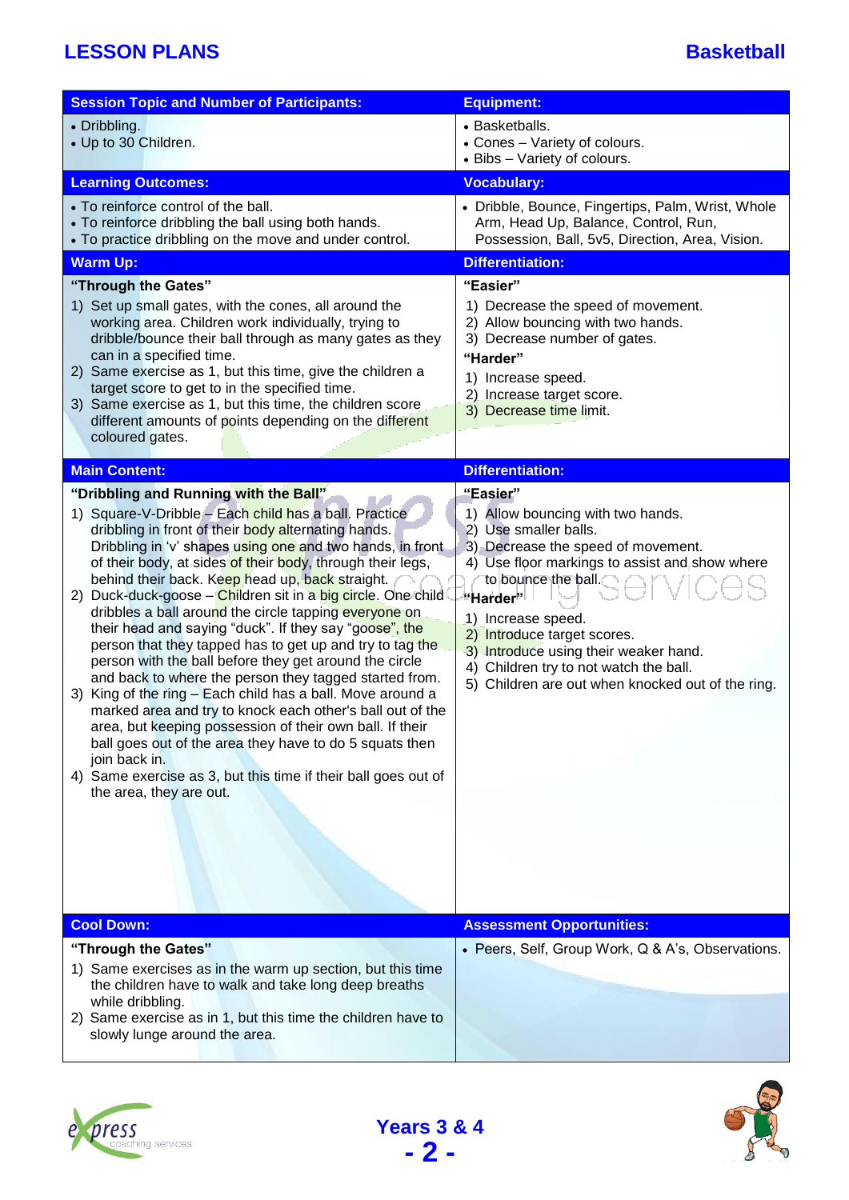| Session Topic and Number of Participants: | Equipment: |
|---|---|
| • Dribbling.<br>• Up to 30 Children. | • Basketballs.<br>• Cones – Variety of colours.<br>• Bibs – Variety of colours. |
| **Learning Outcomes:** | **Vocabulary:** |
| • To reinforce control of the ball.<br>• To reinforce dribbling the ball using both hands.<br>• To practice dribbling on the move and under control. | • Dribble, Bounce, Fingertips, Palm, Wrist, Whole Arm, Head Up, Balance, Control, Run, Possession, Ball, 5v5, Direction, Area, Vision. |
| **Warm Up:** | **Differentiation:** |
| **"Through the Gates"**<br>1) Set up small gates, with the cones, all around the working area. Children work individually, trying to dribble/bounce their ball through as many gates as they can in a specified time.<br>2) Same exercise as 1, but this time, give the children a target score to get to in the specified time.<br>3) Same exercise as 1, but this time, the children score different amounts of points depending on the different coloured gates. | **"Easier"**<br>1) Decrease the speed of movement.<br>2) Allow bouncing with two hands.<br>3) Decrease number of gates.<br>**"Harder"**<br>1) Increase speed.<br>2) Increase target score.<br>3) Decrease time limit. |
| **Main Content:** | **Differentiation:** |
| **"Dribbling and Running with the Ball"**<br>1) Square-V-Dribble – Each child has a ball. Practice dribbling in front of their body alternating hands. Dribbling in 'v' shapes using one and two hands, in front of their body, at sides of their body, through their legs, behind their back. Keep head up, back straight.<br>2) Duck-duck-goose – Children sit in a big circle. One child dribbles a ball around the circle tapping everyone on their head and saying "duck". If they say "goose", the person that they tapped has to get up and try to tag the person with the ball before they get around the circle and back to where the person they tagged started from.<br>3) King of the ring – Each child has a ball. Move around a marked area and try to knock each other's ball out of the area, but keeping possession of their own ball. If their ball goes out of the area they have to do 5 squats then join back in.<br>4) Same exercise as 3, but this time if their ball goes out of the area, they are out. | **"Easier"**<br>1) Allow bouncing with two hands.<br>2) Use smaller balls.<br>3) Decrease the speed of movement.<br>4) Use floor markings to assist and show where to bounce the ball.<br>**"Harder"**<br>1) Increase speed.<br>2) Introduce target scores.<br>3) Introduce using their weaker hand.<br>4) Children try to not watch the ball.<br>5) Children are out when knocked out of the ring. |
| **Cool Down:** | **Assessment Opportunities:** |
| **"Through the Gates"**<br>1) Same exercises as in the warm up section, but this time the children have to walk and take long deep breaths while dribbling.<br>2) Same exercise as in 1, but this time the children have to slowly lunge around the area. | • Peers, Self, Group Work, Q & A's, Observations. |

Years 3 & 4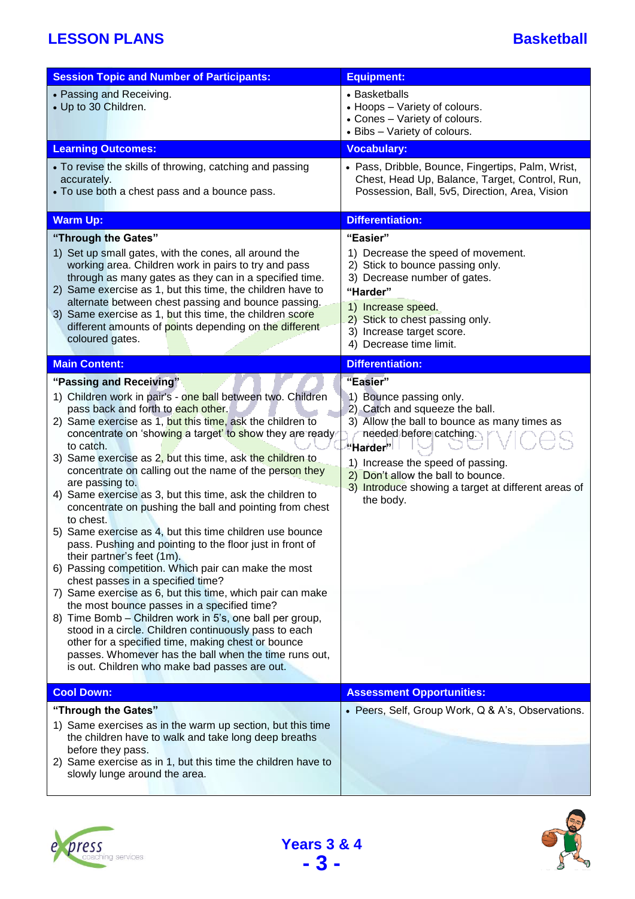# LESSON PLANS — Basketball

## Session Topic and Number of Participants:

- Passing and Receiving.
- Up to 30 Children.

## Equipment:

- Basketballs
- Hoops – Variety of colours.
- Cones – Variety of colours.
- Bibs – Variety of colours.

## Learning Outcomes:

- To revise the skills of throwing, catching and passing accurately.
- To use both a chest pass and a bounce pass.

## Vocabulary:

- Pass, Dribble, Bounce, Fingertips, Palm, Wrist, Chest, Head Up, Balance, Target, Control, Run, Possession, Ball, 5v5, Direction, Area, Vision

## Warm Up:

**"Through the Gates"**

1) Set up small gates, with the cones, all around the working area. Children work in pairs to try and pass through as many gates as they can in a specified time.
2) Same exercise as 1, but this time, the children have to alternate between chest passing and bounce passing.
3) Same exercise as 1, but this time, the children score different amounts of points depending on the different coloured gates.

## Differentiation:

**"Easier"**

1) Decrease the speed of movement.
2) Stick to bounce passing only.
3) Decrease number of gates.

**"Harder"**

1) Increase speed.
2) Stick to chest passing only.
3) Increase target score.
4) Decrease time limit.

## Main Content:

**"Passing and Receiving"**

1) Children work in pair's - one ball between two. Children pass back and forth to each other.
2) Same exercise as 1, but this time, ask the children to concentrate on 'showing a target' to show they are ready to catch.
3) Same exercise as 2, but this time, ask the children to concentrate on calling out the name of the person they are passing to.
4) Same exercise as 3, but this time, ask the children to concentrate on pushing the ball and pointing from chest to chest.
5) Same exercise as 4, but this time children use bounce pass. Pushing and pointing to the floor just in front of their partner's feet (1m).
6) Passing competition. Which pair can make the most chest passes in a specified time?
7) Same exercise as 6, but this time, which pair can make the most bounce passes in a specified time?
8) Time Bomb – Children work in 5's, one ball per group, stood in a circle. Children continuously pass to each other for a specified time, making chest or bounce passes. Whomever has the ball when the time runs out, is out. Children who make bad passes are out.

## Differentiation:

**"Easier"**

1) Bounce passing only.
2) Catch and squeeze the ball.
3) Allow the ball to bounce as many times as needed before catching.

**"Harder"**

1) Increase the speed of passing.
2) Don't allow the ball to bounce.
3) Introduce showing a target at different areas of the body.

## Cool Down:

**"Through the Gates"**

1) Same exercises as in the warm up section, but this time the children have to walk and take long deep breaths before they pass.
2) Same exercise as in 1, but this time the children have to slowly lunge around the area.

## Assessment Opportunities:

- Peers, Self, Group Work, Q & A's, Observations.

Years 3 & 4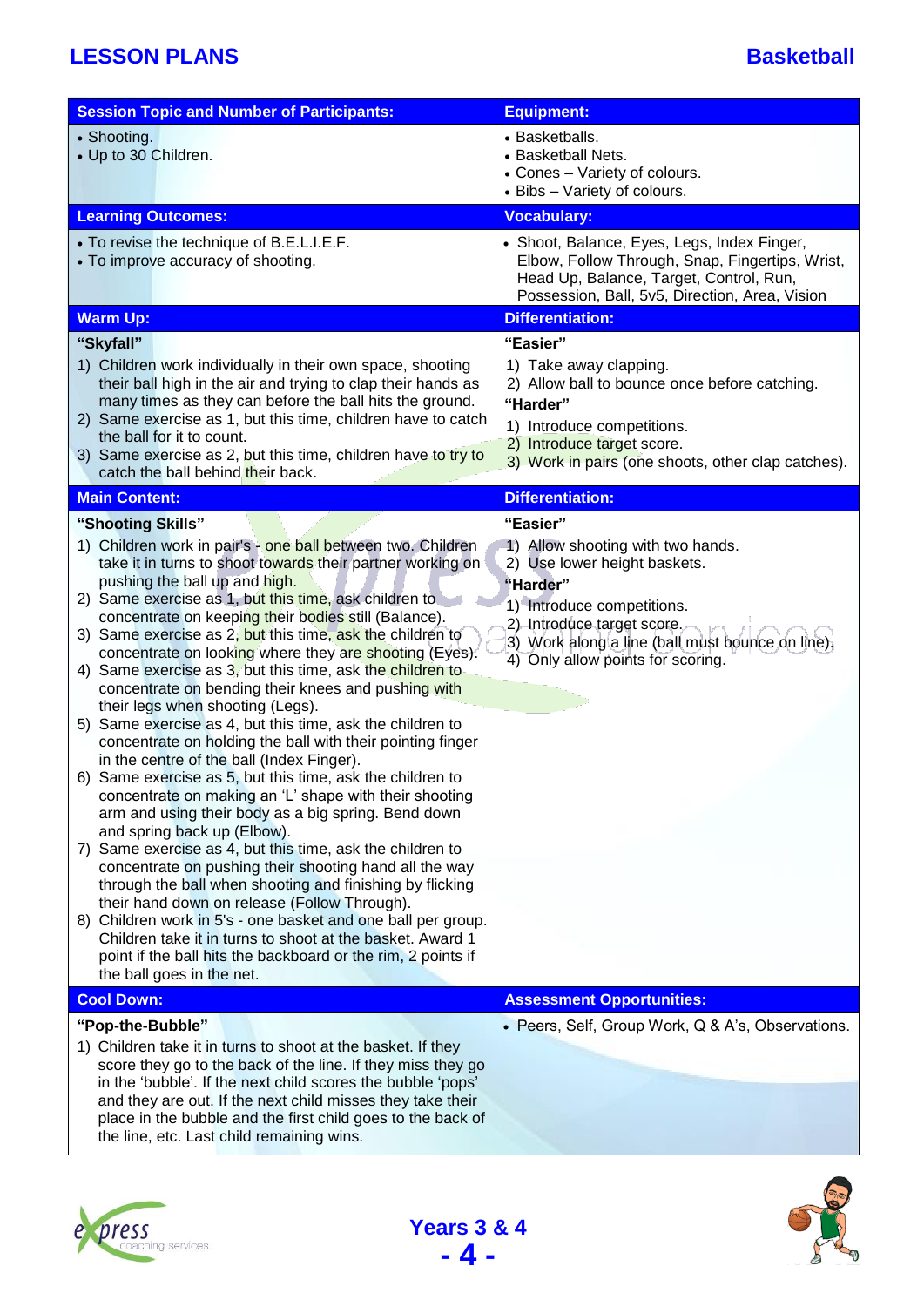**LESSON PLANS** | **Basketball**

| Session Topic and Number of Participants: | Equipment: |
| --- | --- |
| • Shooting.<br>• Up to 30 Children. | • Basketballs.<br>• Basketball Nets.<br>• Cones – Variety of colours.<br>• Bibs – Variety of colours. |
| **Learning Outcomes:** | **Vocabulary:** |
| • To revise the technique of B.E.L.I.E.F.<br>• To improve accuracy of shooting. | • Shoot, Balance, Eyes, Legs, Index Finger, Elbow, Follow Through, Snap, Fingertips, Wrist, Head Up, Balance, Target, Control, Run, Possession, Ball, 5v5, Direction, Area, Vision |
| **Warm Up:** | **Differentiation:** |
| **"Skyfall"**<br>1) Children work individually in their own space, shooting their ball high in the air and trying to clap their hands as many times as they can before the ball hits the ground.<br>2) Same exercise as 1, but this time, children have to catch the ball for it to count.<br>3) Same exercise as 2, but this time, children have to try to catch the ball behind their back. | **"Easier"**<br>1) Take away clapping.<br>2) Allow ball to bounce once before catching.<br>**"Harder"**<br>1) Introduce competitions.<br>2) Introduce target score.<br>3) Work in pairs (one shoots, other clap catches). |
| **Main Content:** | **Differentiation:** |
| **"Shooting Skills"**<br>1) Children work in pair's - one ball between two. Children take it in turns to shoot towards their partner working on pushing the ball up and high.<br>2) Same exercise as 1, but this time, ask children to concentrate on keeping their bodies still (Balance).<br>3) Same exercise as 2, but this time, ask the children to concentrate on looking where they are shooting (Eyes).<br>4) Same exercise as 3, but this time, ask the children to concentrate on bending their knees and pushing with their legs when shooting (Legs).<br>5) Same exercise as 4, but this time, ask the children to concentrate on holding the ball with their pointing finger in the centre of the ball (Index Finger).<br>6) Same exercise as 5, but this time, ask the children to concentrate on making an 'L' shape with their shooting arm and using their body as a big spring. Bend down and spring back up (Elbow).<br>7) Same exercise as 4, but this time, ask the children to concentrate on pushing their shooting hand all the way through the ball when shooting and finishing by flicking their hand down on release (Follow Through).<br>8) Children work in 5's - one basket and one ball per group. Children take it in turns to shoot at the basket. Award 1 point if the ball hits the backboard or the rim, 2 points if the ball goes in the net. | **"Easier"**<br>1) Allow shooting with two hands.<br>2) Use lower height baskets.<br>**"Harder"**<br>1) Introduce competitions.<br>2) Introduce target score.<br>3) Work along a line (ball must bounce on line).<br>4) Only allow points for scoring. |
| **Cool Down:** | **Assessment Opportunities:** |
| **"Pop-the-Bubble"**<br>1) Children take it in turns to shoot at the basket. If they score they go to the back of the line. If they miss they go in the 'bubble'. If the next child scores the bubble 'pops' and they are out. If the next child misses they take their place in the bubble and the first child goes to the back of the line, etc. Last child remaining wins. | • Peers, Self, Group Work, Q & A's, Observations. |

**Years 3 & 4**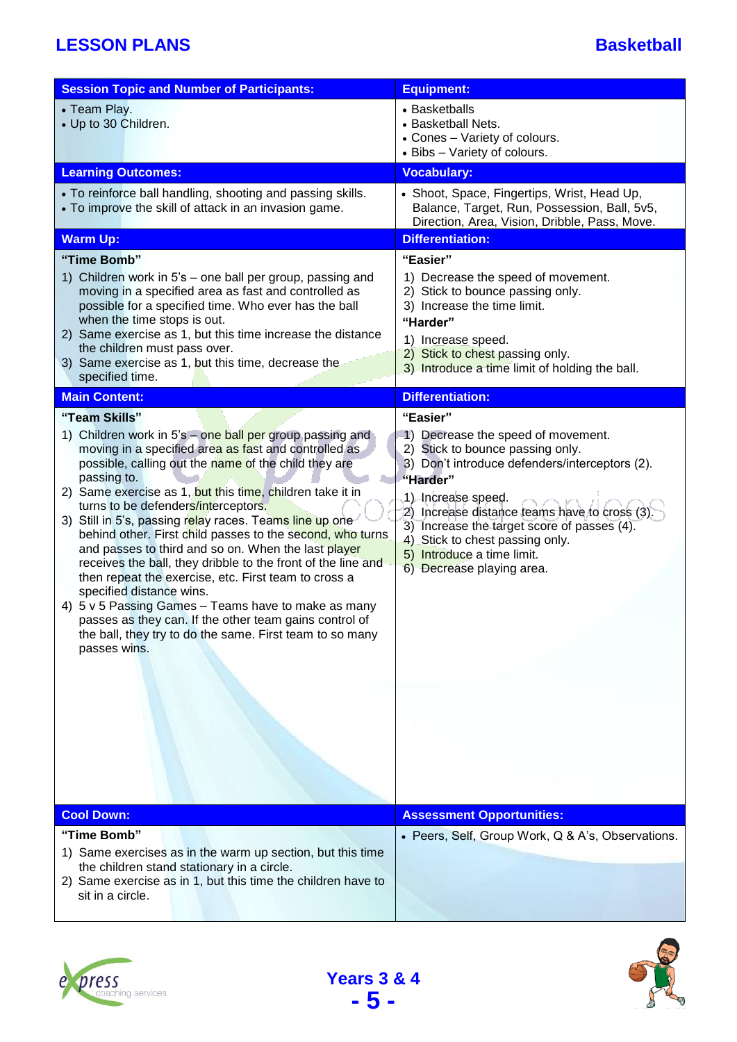# LESSON PLANS

## Basketball

| Session Topic and Number of Participants: | Equipment: |
|---|---|
| • Team Play.<br>• Up to 30 Children. | • Basketballs<br>• Basketball Nets.<br>• Cones – Variety of colours.<br>• Bibs – Variety of colours. |
| **Learning Outcomes:** | **Vocabulary:** |
| • To reinforce ball handling, shooting and passing skills.<br>• To improve the skill of attack in an invasion game. | • Shoot, Space, Fingertips, Wrist, Head Up, Balance, Target, Run, Possession, Ball, 5v5, Direction, Area, Vision, Dribble, Pass, Move. |
| **Warm Up:** | **Differentiation:** |
| **"Time Bomb"**<br>1) Children work in 5's – one ball per group, passing and moving in a specified area as fast and controlled as possible for a specified time. Who ever has the ball when the time stops is out.<br>2) Same exercise as 1, but this time increase the distance the children must pass over.<br>3) Same exercise as 1, but this time, decrease the specified time. | **"Easier"**<br>1) Decrease the speed of movement.<br>2) Stick to bounce passing only.<br>3) Increase the time limit.<br>**"Harder"**<br>1) Increase speed.<br>2) Stick to chest passing only.<br>3) Introduce a time limit of holding the ball. |
| **Main Content:** | **Differentiation:** |
| **"Team Skills"**<br>1) Children work in 5's – one ball per group passing and moving in a specified area as fast and controlled as possible, calling out the name of the child they are passing to.<br>2) Same exercise as 1, but this time, children take it in turns to be defenders/interceptors.<br>3) Still in 5's, passing relay races. Teams line up one behind other. First child passes to the second, who turns and passes to third and so on. When the last player receives the ball, they dribble to the front of the line and then repeat the exercise, etc. First team to cross a specified distance wins.<br>4) 5 v 5 Passing Games – Teams have to make as many passes as they can. If the other team gains control of the ball, they try to do the same. First team to so many passes wins. | **"Easier"**<br>1) Decrease the speed of movement.<br>2) Stick to bounce passing only.<br>3) Don't introduce defenders/interceptors (2).<br>**"Harder"**<br>1) Increase speed.<br>2) Increase distance teams have to cross (3).<br>3) Increase the target score of passes (4).<br>4) Stick to chest passing only.<br>5) Introduce a time limit.<br>6) Decrease playing area. |
| **Cool Down:** | **Assessment Opportunities:** |
| **"Time Bomb"**<br>1) Same exercises as in the warm up section, but this time the children stand stationary in a circle.<br>2) Same exercise as in 1, but this time the children have to sit in a circle. | • Peers, Self, Group Work, Q & A's, Observations. |

Years 3 & 4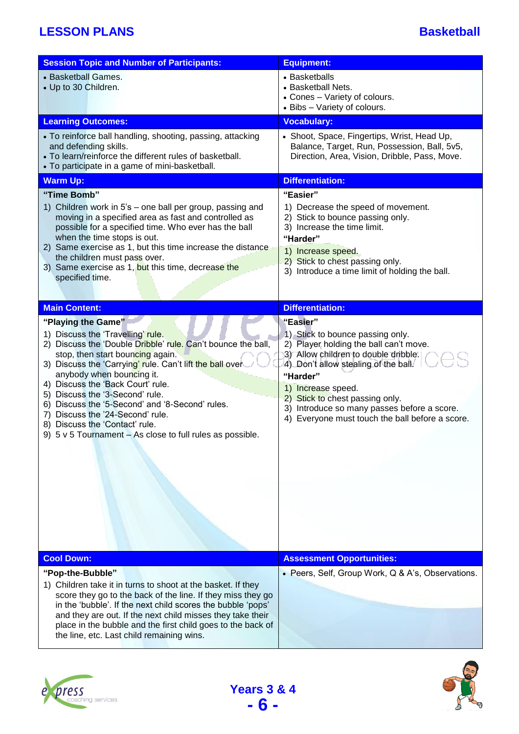| Session Topic and Number of Participants: | Equipment: |
|---|---|
| • Basketball Games.<br>• Up to 30 Children. | • Basketballs<br>• Basketball Nets.<br>• Cones – Variety of colours.<br>• Bibs – Variety of colours. |
| **Learning Outcomes:** | **Vocabulary:** |
| • To reinforce ball handling, shooting, passing, attacking and defending skills.<br>• To learn/reinforce the different rules of basketball.<br>• To participate in a game of mini-basketball. | • Shoot, Space, Fingertips, Wrist, Head Up, Balance, Target, Run, Possession, Ball, 5v5, Direction, Area, Vision, Dribble, Pass, Move. |
| **Warm Up:** | **Differentiation:** |
| **"Time Bomb"**<br>1) Children work in 5's – one ball per group, passing and moving in a specified area as fast and controlled as possible for a specified time. Who ever has the ball when the time stops is out.<br>2) Same exercise as 1, but this time increase the distance the children must pass over.<br>3) Same exercise as 1, but this time, decrease the specified time. | **"Easier"**<br>1) Decrease the speed of movement.<br>2) Stick to bounce passing only.<br>3) Increase the time limit.<br>**"Harder"**<br>1) Increase speed.<br>2) Stick to chest passing only.<br>3) Introduce a time limit of holding the ball. |
| **Main Content:** | **Differentiation:** |
| **"Playing the Game"**<br>1) Discuss the 'Travelling' rule.<br>2) Discuss the 'Double Dribble' rule. Can't bounce the ball, stop, then start bouncing again.<br>3) Discuss the 'Carrying' rule. Can't lift the ball over anybody when bouncing it.<br>4) Discuss the 'Back Court' rule.<br>5) Discuss the '3-Second' rule.<br>6) Discuss the '5-Second' and '8-Second' rules.<br>7) Discuss the '24-Second' rule.<br>8) Discuss the 'Contact' rule.<br>9) 5 v 5 Tournament – As close to full rules as possible. | **"Easier"**<br>1) Stick to bounce passing only.<br>2) Player holding the ball can't move.<br>3) Allow children to double dribble.<br>4) Don't allow stealing of the ball.<br>**"Harder"**<br>1) Increase speed.<br>2) Stick to chest passing only.<br>3) Introduce so many passes before a score.<br>4) Everyone must touch the ball before a score. |
| **Cool Down:** | **Assessment Opportunities:** |
| **"Pop-the-Bubble"**<br>1) Children take it in turns to shoot at the basket. If they score they go to the back of the line. If they miss they go in the 'bubble'. If the next child scores the bubble 'pops' and they are out. If the next child misses they take their place in the bubble and the first child goes to the back of the line, etc. Last child remaining wins. | • Peers, Self, Group Work, Q & A's, Observations. |

Years 3 & 4